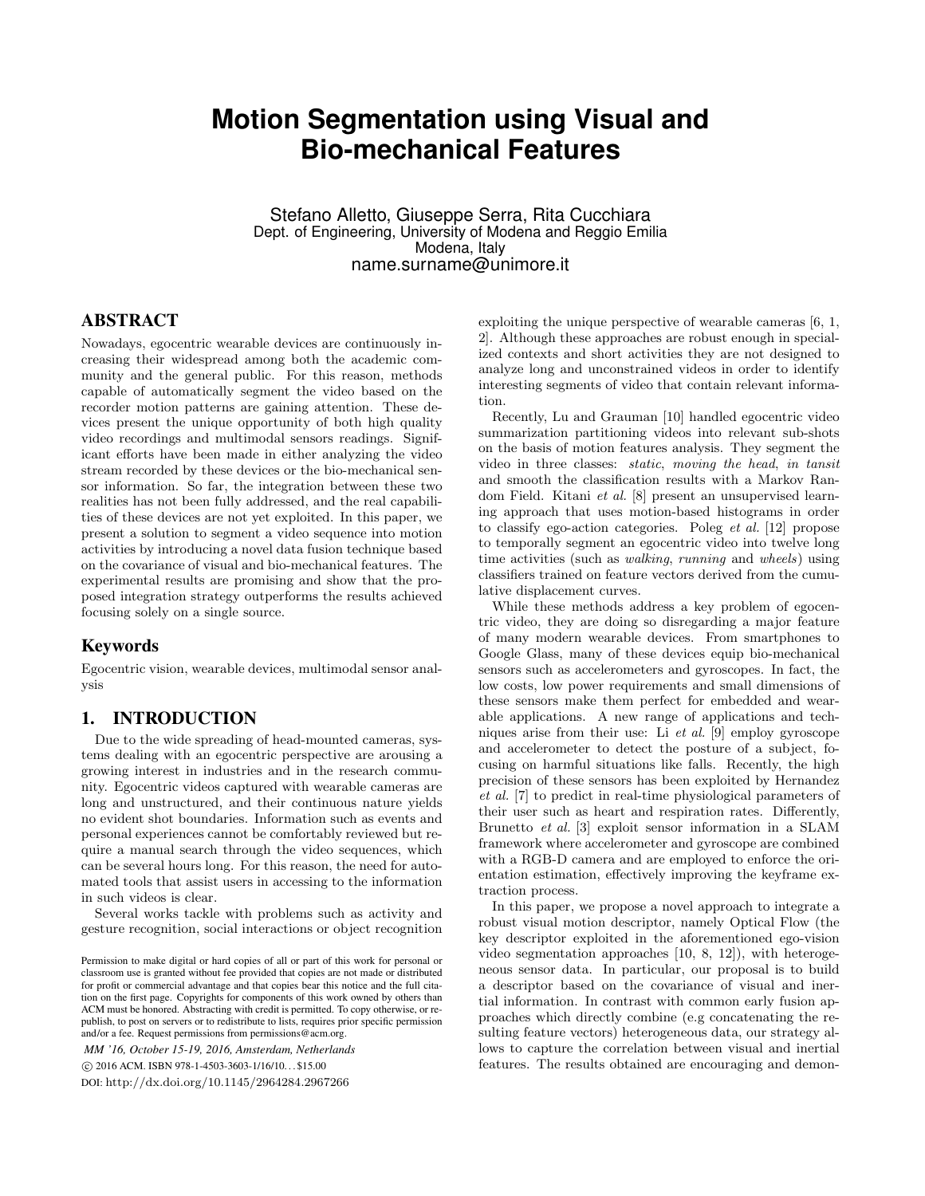# Motion Segmentation using Visual and Bio-mechanical Features

Stefano Alletto, Giuseppe Serra, Rita Cucchiara
Dept. of Engineering, University of Modena and Reggio Emilia
Modena, Italy
name.surname@unimore.it

## ABSTRACT

Nowadays, egocentric wearable devices are continuously increasing their widespread among both the academic community and the general public. For this reason, methods capable of automatically segment the video based on the recorder motion patterns are gaining attention. These devices present the unique opportunity of both high quality video recordings and multimodal sensors readings. Significant efforts have been made in either analyzing the video stream recorded by these devices or the bio-mechanical sensor information. So far, the integration between these two realities has not been fully addressed, and the real capabilities of these devices are not yet exploited. In this paper, we present a solution to segment a video sequence into motion activities by introducing a novel data fusion technique based on the covariance of visual and bio-mechanical features. The experimental results are promising and show that the proposed integration strategy outperforms the results achieved focusing solely on a single source.

## Keywords

Egocentric vision, wearable devices, multimodal sensor analysis

## 1. INTRODUCTION

Due to the wide spreading of head-mounted cameras, systems dealing with an egocentric perspective are arousing a growing interest in industries and in the research community. Egocentric videos captured with wearable cameras are long and unstructured, and their continuous nature yields no evident shot boundaries. Information such as events and personal experiences cannot be comfortably reviewed but require a manual search through the video sequences, which can be several hours long. For this reason, the need for automated tools that assist users in accessing to the information in such videos is clear.

Several works tackle with problems such as activity and gesture recognition, social interactions or object recognition exploiting the unique perspective of wearable cameras [6, 1, 2]. Although these approaches are robust enough in specialized contexts and short activities they are not designed to analyze long and unconstrained videos in order to identify interesting segments of video that contain relevant information.

Recently, Lu and Grauman [10] handled egocentric video summarization partitioning videos into relevant sub-shots on the basis of motion features analysis. They segment the video in three classes: *static*, *moving the head*, *in tansit* and smooth the classification results with a Markov Random Field. Kitani *et al.* [8] present an unsupervised learning approach that uses motion-based histograms in order to classify ego-action categories. Poleg *et al.* [12] propose to temporally segment an egocentric video into twelve long time activities (such as *walking*, *running* and *wheels*) using classifiers trained on feature vectors derived from the cumulative displacement curves.

While these methods address a key problem of egocentric video, they are doing so disregarding a major feature of many modern wearable devices. From smartphones to Google Glass, many of these devices equip bio-mechanical sensors such as accelerometers and gyroscopes. In fact, the low costs, low power requirements and small dimensions of these sensors make them perfect for embedded and wearable applications. A new range of applications and techniques arise from their use: Li *et al.* [9] employ gyroscope and accelerometer to detect the posture of a subject, focusing on harmful situations like falls. Recently, the high precision of these sensors has been exploited by Hernandez *et al.* [7] to predict in real-time physiological parameters of their user such as heart and respiration rates. Differently, Brunetto *et al.* [3] exploit sensor information in a SLAM framework where accelerometer and gyroscope are combined with a RGB-D camera and are employed to enforce the orientation estimation, effectively improving the keyframe extraction process.

In this paper, we propose a novel approach to integrate a robust visual motion descriptor, namely Optical Flow (the key descriptor exploited in the aforementioned ego-vision video segmentation approaches [10, 8, 12]), with heterogeneous sensor data. In particular, our proposal is to build a descriptor based on the covariance of visual and inertial information. In contrast with common early fusion approaches which directly combine (e.g concatenating the resulting feature vectors) heterogeneous data, our strategy allows to capture the correlation between visual and inertial features. The results obtained are encouraging and demon-

Permission to make digital or hard copies of all or part of this work for personal or classroom use is granted without fee provided that copies are not made or distributed for profit or commercial advantage and that copies bear this notice and the full citation on the first page. Copyrights for components of this work owned by others than ACM must be honored. Abstracting with credit is permitted. To copy otherwise, or republish, to post on servers or to redistribute to lists, requires prior specific permission and/or a fee. Request permissions from permissions@acm.org.

*MM '16, October 15-19, 2016, Amsterdam, Netherlands*
© 2016 ACM. ISBN 978-1-4503-3603-1/16/10...$15.00
DOI: http://dx.doi.org/10.1145/2964284.2967266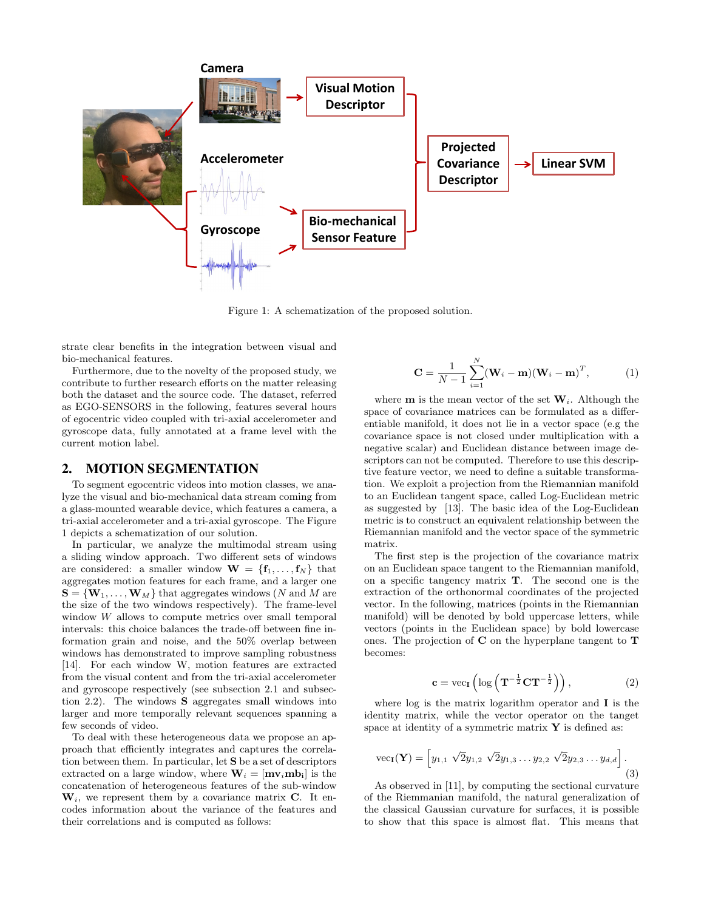Figure 1: A schematization of the proposed solution.

strate clear benefits in the integration between visual and bio-mechanical features.

Furthermore, due to the novelty of the proposed study, we contribute to further research efforts on the matter releasing both the dataset and the source code. The dataset, referred as EGO-SENSORS in the following, features several hours of egocentric video coupled with tri-axial accelerometer and gyroscope data, fully annotated at a frame level with the current motion label.

## 2. MOTION SEGMENTATION

To segment egocentric videos into motion classes, we analyze the visual and bio-mechanical data stream coming from a glass-mounted wearable device, which features a camera, a tri-axial accelerometer and a tri-axial gyroscope. The Figure 1 depicts a schematization of our solution.

In particular, we analyze the multimodal stream using a sliding window approach. Two different sets of windows are considered: a smaller window $\mathbf{W} = \{\mathbf{f}_1, \ldots, \mathbf{f}_N\}$ that aggregates motion features for each frame, and a larger one $\mathbf{S} = \{\mathbf{W}_1, \ldots, \mathbf{W}_M\}$ that aggregates windows ($N$ and $M$ are the size of the two windows respectively). The frame-level window $W$ allows to compute metrics over small temporal intervals: this choice balances the trade-off between fine information grain and noise, and the 50% overlap between windows has demonstrated to improve sampling robustness [14]. For each window W, motion features are extracted from the visual content and from the tri-axial accelerometer and gyroscope respectively (see subsection 2.1 and subsection 2.2). The windows $\mathbf{S}$ aggregates small windows into larger and more temporally relevant sequences spanning a few seconds of video.

To deal with these heterogeneous data we propose an approach that efficiently integrates and captures the correlation between them. In particular, let $\mathbf{S}$ be a set of descriptors extracted on a large window, where $\mathbf{W}_i = [\mathbf{mv}_i \mathbf{mb_i}]$ is the concatenation of heterogeneous features of the sub-window $\mathbf{W}_i$, we represent them by a covariance matrix $\mathbf{C}$. It encodes information about the variance of the features and their correlations and is computed as follows:

$$\mathbf{C} = \frac{1}{N-1}\sum_{i=1}^{N}(\mathbf{W}_i - \mathbf{m})(\mathbf{W}_i - \mathbf{m})^T, \quad (1)$$

where $\mathbf{m}$ is the mean vector of the set $\mathbf{W}_i$. Although the space of covariance matrices can be formulated as a differentiable manifold, it does not lie in a vector space (e.g the covariance space is not closed under multiplication with a negative scalar) and Euclidean distance between image descriptors can not be computed. Therefore to use this descriptive feature vector, we need to define a suitable transformation. We exploit a projection from the Riemannian manifold to an Euclidean tangent space, called Log-Euclidean metric as suggested by [13]. The basic idea of the Log-Euclidean metric is to construct an equivalent relationship between the Riemannian manifold and the vector space of the symmetric matrix.

The first step is the projection of the covariance matrix on an Euclidean space tangent to the Riemannian manifold, on a specific tangency matrix $\mathbf{T}$. The second one is the extraction of the orthonormal coordinates of the projected vector. In the following, matrices (points in the Riemannian manifold) will be denoted by bold uppercase letters, while vectors (points in the Euclidean space) by bold lowercase ones. The projection of $\mathbf{C}$ on the hyperplane tangent to $\mathbf{T}$ becomes:

$$\mathbf{c} = \mathrm{vec}_{\mathbf{I}}\left(\log\left(\mathbf{T}^{-\frac{1}{2}}\mathbf{C}\mathbf{T}^{-\frac{1}{2}}\right)\right), \quad (2)$$

where log is the matrix logarithm operator and $\mathbf{I}$ is the identity matrix, while the vector operator on the tanget space at identity of a symmetric matrix $\mathbf{Y}$ is defined as:

$$\mathrm{vec}_{\mathbf{I}}(\mathbf{Y}) = \left[y_{1,1} \;\sqrt{2}y_{1,2} \;\sqrt{2}y_{1,3} \ldots y_{2,2} \;\sqrt{2}y_{2,3} \ldots y_{d,d}\right]. \quad (3)$$

As observed in [11], by computing the sectional curvature of the Riemmanian manifold, the natural generalization of the classical Gaussian curvature for surfaces, it is possible to show that this space is almost flat. This means that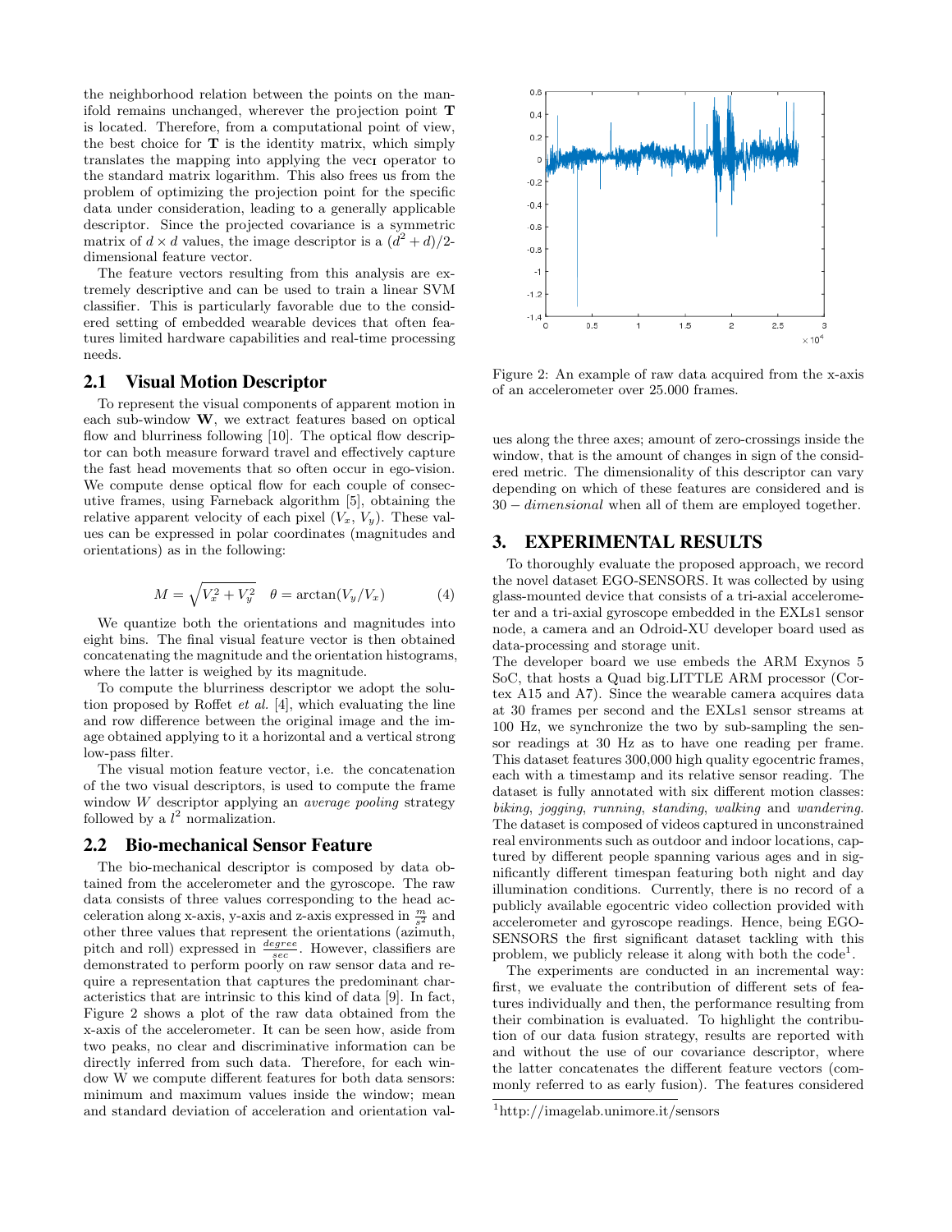the neighborhood relation between the points on the manifold remains unchanged, wherever the projection point $\mathbf{T}$ is located. Therefore, from a computational point of view, the best choice for $\mathbf{T}$ is the identity matrix, which simply translates the mapping into applying the $\text{vec}_\mathbf{I}$ operator to the standard matrix logarithm. This also frees us from the problem of optimizing the projection point for the specific data under consideration, leading to a generally applicable descriptor. Since the projected covariance is a symmetric matrix of $d \times d$ values, the image descriptor is a $(d^2 + d)/2$-dimensional feature vector.

The feature vectors resulting from this analysis are extremely descriptive and can be used to train a linear SVM classifier. This is particularly favorable due to the considered setting of embedded wearable devices that often features limited hardware capabilities and real-time processing needs.

## 2.1 Visual Motion Descriptor

To represent the visual components of apparent motion in each sub-window $\mathbf{W}$, we extract features based on optical flow and blurriness following [10]. The optical flow descriptor can both measure forward travel and effectively capture the fast head movements that so often occur in ego-vision. We compute dense optical flow for each couple of consecutive frames, using Farneback algorithm [5], obtaining the relative apparent velocity of each pixel $(V_x, V_y)$. These values can be expressed in polar coordinates (magnitudes and orientations) as in the following:

$$M = \sqrt{V_x^2 + V_y^2} \quad \theta = \arctan(V_y/V_x) \tag{4}$$

We quantize both the orientations and magnitudes into eight bins. The final visual feature vector is then obtained concatenating the magnitude and the orientation histograms, where the latter is weighed by its magnitude.

To compute the blurriness descriptor we adopt the solution proposed by Roffet *et al.* [4], which evaluating the line and row difference between the original image and the image obtained applying to it a horizontal and a vertical strong low-pass filter.

The visual motion feature vector, i.e. the concatenation of the two visual descriptors, is used to compute the frame window $W$ descriptor applying an *average pooling* strategy followed by a $l^2$ normalization.

## 2.2 Bio-mechanical Sensor Feature

The bio-mechanical descriptor is composed by data obtained from the accelerometer and the gyroscope. The raw data consists of three values corresponding to the head acceleration along x-axis, y-axis and z-axis expressed in $\frac{m}{s^2}$ and other three values that represent the orientations (azimuth, pitch and roll) expressed in $\frac{degree}{sec}$. However, classifiers are demonstrated to perform poorly on raw sensor data and require a representation that captures the predominant characteristics that are intrinsic to this kind of data [9]. In fact, Figure 2 shows a plot of the raw data obtained from the x-axis of the accelerometer. It can be seen how, aside from two peaks, no clear and discriminative information can be directly inferred from such data. Therefore, for each window W we compute different features for both data sensors: minimum and maximum values inside the window; mean and standard deviation of acceleration and orientation values along the three axes; amount of zero-crossings inside the window, that is the amount of changes in sign of the considered metric. The dimensionality of this descriptor can vary depending on which of these features are considered and is $30 - dimensional$ when all of them are employed together.

Figure 2: An example of raw data acquired from the x-axis of an accelerometer over 25.000 frames.

# 3. EXPERIMENTAL RESULTS

To thoroughly evaluate the proposed approach, we record the novel dataset EGO-SENSORS. It was collected by using glass-mounted device that consists of a tri-axial accelerometer and a tri-axial gyroscope embedded in the EXLs1 sensor node, a camera and an Odroid-XU developer board used as data-processing and storage unit.

The developer board we use embeds the ARM Exynos 5 SoC, that hosts a Quad big.LITTLE ARM processor (Cortex A15 and A7). Since the wearable camera acquires data at 30 frames per second and the EXLs1 sensor streams at 100 Hz, we synchronize the two by sub-sampling the sensor readings at 30 Hz as to have one reading per frame. This dataset features 300,000 high quality egocentric frames, each with a timestamp and its relative sensor reading. The dataset is fully annotated with six different motion classes: *biking*, *jogging*, *running*, *standing*, *walking* and *wandering*. The dataset is composed of videos captured in unconstrained real environments such as outdoor and indoor locations, captured by different people spanning various ages and in significantly different timespan featuring both night and day illumination conditions. Currently, there is no record of a publicly available egocentric video collection provided with accelerometer and gyroscope readings. Hence, being EGO-SENSORS the first significant dataset tackling with this problem, we publicly release it along with both the code[1].

The experiments are conducted in an incremental way: first, we evaluate the contribution of different sets of features individually and then, the performance resulting from their combination is evaluated. To highlight the contribution of our data fusion strategy, results are reported with and without the use of our covariance descriptor, where the latter concatenates the different feature vectors (commonly referred to as early fusion). The features considered

[1] http://imagelab.unimore.it/sensors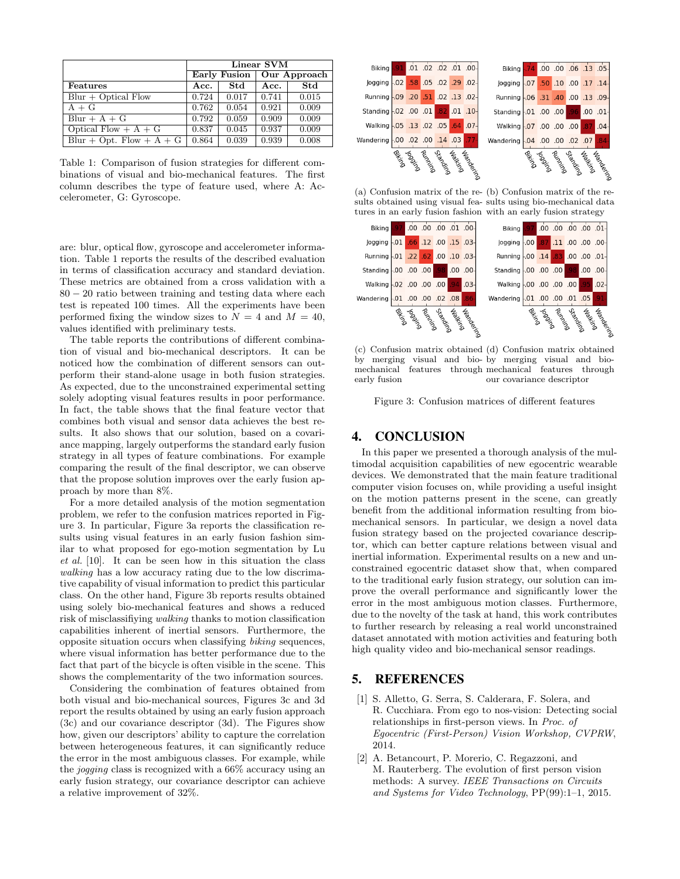| | Linear SVM | | | |
|---|---|---|---|---|
| | Early Fusion | | Our Approach | |
| **Features** | **Acc.** | **Std** | **Acc.** | **Std** |
| Blur + Optical Flow | 0.724 | 0.017 | 0.741 | 0.015 |
| A + G | 0.762 | 0.054 | 0.921 | 0.009 |
| Blur + A + G | 0.792 | 0.059 | 0.909 | 0.009 |
| Optical Flow + A + G | 0.837 | 0.045 | 0.937 | 0.009 |
| Blur + Opt. Flow + A + G | 0.864 | 0.039 | 0.939 | 0.008 |

Table 1: Comparison of fusion strategies for different combinations of visual and bio-mechanical features. The first column describes the type of feature used, where A: Accelerometer, G: Gyroscope.

are: blur, optical flow, gyroscope and accelerometer information. Table 1 reports the results of the described evaluation in terms of classification accuracy and standard deviation. These metrics are obtained from a cross validation with a $80 - 20$ ratio between training and testing data where each test is repeated 100 times. All the experiments have been performed fixing the window sizes to $N = 4$ and $M = 40$, values identified with preliminary tests.

The table reports the contributions of different combination of visual and bio-mechanical descriptors. It can be noticed how the combination of different sensors can outperform their stand-alone usage in both fusion strategies. As expected, due to the unconstrained experimental setting solely adopting visual features results in poor performance. In fact, the table shows that the final feature vector that combines both visual and sensor data achieves the best results. It also shows that our solution, based on a covariance mapping, largely outperforms the standard early fusion strategy in all types of feature combinations. For example comparing the result of the final descriptor, we can observe that the propose solution improves over the early fusion approach by more than 8%.

For a more detailed analysis of the motion segmentation problem, we refer to the confusion matrices reported in Figure 3. In particular, Figure 3a reports the classification results using visual features in an early fusion fashion similar to what proposed for ego-motion segmentation by Lu *et al.* [10]. It can be seen how in this situation the class *walking* has a low accuracy rating due to the low discrimative capability of visual information to predict this particular class. On the other hand, Figure 3b reports results obtained using solely bio-mechanical features and shows a reduced risk of misclassifiying *walking* thanks to motion classification capabilities inherent of inertial sensors. Furthermore, the opposite situation occurs when classifying *biking* sequences, where visual information has better performance due to the fact that part of the bicycle is often visible in the scene. This shows the complementarity of the two information sources.

Considering the combination of features obtained from both visual and bio-mechanical sources, Figures 3c and 3d report the results obtained by using an early fusion approach (3c) and our covariance descriptor (3d). The Figures show how, given our descriptors' ability to capture the correlation between heterogeneous features, it can significantly reduce the error in the most ambiguous classes. For example, while the *jogging* class is recognized with a 66% accuracy using an early fusion strategy, our covariance descriptor can achieve a relative improvement of 32%.

| | Biking | Jogging | Running | Standing | Walking | Wandering |
|---|---|---|---|---|---|---|
| Biking | .91 | .01 | .02 | .02 | .01 | .00 |
| Jogging | .02 | .58 | .05 | .02 | .29 | .02 |
| Running | .09 | .20 | .51 | .02 | .13 | .02 |
| Standing | .02 | .00 | .01 | .82 | .01 | .10 |
| Walking | .05 | .13 | .02 | .05 | .64 | .07 |
| Wandering | .00 | .02 | .00 | .14 | .03 | .77 |

(a) Confusion matrix of the results obtained using visual features in an early fusion fashion

| | Biking | Jogging | Running | Standing | Walking | Wandering |
|---|---|---|---|---|---|---|
| Biking | .74 | .00 | .00 | .06 | .13 | .05 |
| Jogging | .07 | .50 | .10 | .00 | .17 | .14 |
| Running | .06 | .31 | .40 | .00 | .13 | .09 |
| Standing | .01 | .00 | .00 | .96 | .00 | .01 |
| Walking | .07 | .00 | .00 | .00 | .87 | .04 |
| Wandering | .04 | .00 | .00 | .02 | .07 | .84 |

(b) Confusion matrix of the results using bio-mechanical data with an early fusion strategy

| | Biking | Jogging | Running | Standing | Walking | Wandering |
|---|---|---|---|---|---|---|
| Biking | .97 | .00 | .00 | .00 | .01 | .00 |
| Jogging | .01 | .66 | .12 | .00 | .15 | .03 |
| Running | .01 | .22 | .62 | .00 | .10 | .03 |
| Standing | .00 | .00 | .00 | .98 | .00 | .00 |
| Walking | .02 | .00 | .00 | .00 | .94 | .03 |
| Wandering | .01 | .00 | .00 | .02 | .08 | .86 |

(c) Confusion matrix obtained by merging visual and bio-mechanical features through early fusion

| | Biking | Jogging | Running | Standing | Walking | Wandering |
|---|---|---|---|---|---|---|
| Biking | .97 | .00 | .00 | .00 | .00 | .01 |
| Jogging | .00 | .87 | .11 | .00 | .00 | .00 |
| Running | .00 | .14 | .83 | .00 | .00 | .01 |
| Standing | .00 | .00 | .00 | .98 | .00 | .00 |
| Walking | .00 | .00 | .00 | .00 | .95 | .02 |
| Wandering | .01 | .00 | .00 | .01 | .05 | .91 |

(d) Confusion matrix obtained by merging visual and bio-mechanical features through our covariance descriptor

Figure 3: Confusion matrices of different features

# 4. CONCLUSION

In this paper we presented a thorough analysis of the multimodal acquisition capabilities of new egocentric wearable devices. We demonstrated that the main feature traditional computer vision focuses on, while providing a useful insight on the motion patterns present in the scene, can greatly benefit from the additional information resulting from bio-mechanical sensors. In particular, we design a novel data fusion strategy based on the projected covariance descriptor, which can better capture relations between visual and inertial information. Experimental results on a new and unconstrained egocentric dataset show that, when compared to the traditional early fusion strategy, our solution can improve the overall performance and significantly lower the error in the most ambiguous motion classes. Furthermore, due to the novelty of the task at hand, this work contributes to further research by releasing a real world unconstrained dataset annotated with motion activities and featuring both high quality video and bio-mechanical sensor readings.

# 5. REFERENCES

[1] S. Alletto, G. Serra, S. Calderara, F. Solera, and R. Cucchiara. From ego to nos-vision: Detecting social relationships in first-person views. In *Proc. of Egocentric (First-Person) Vision Workshop, CVPRW*, 2014.

[2] A. Betancourt, P. Morerio, C. Regazzoni, and M. Rauterberg. The evolution of first person vision methods: A survey. *IEEE Transactions on Circuits and Systems for Video Technology*, PP(99):1–1, 2015.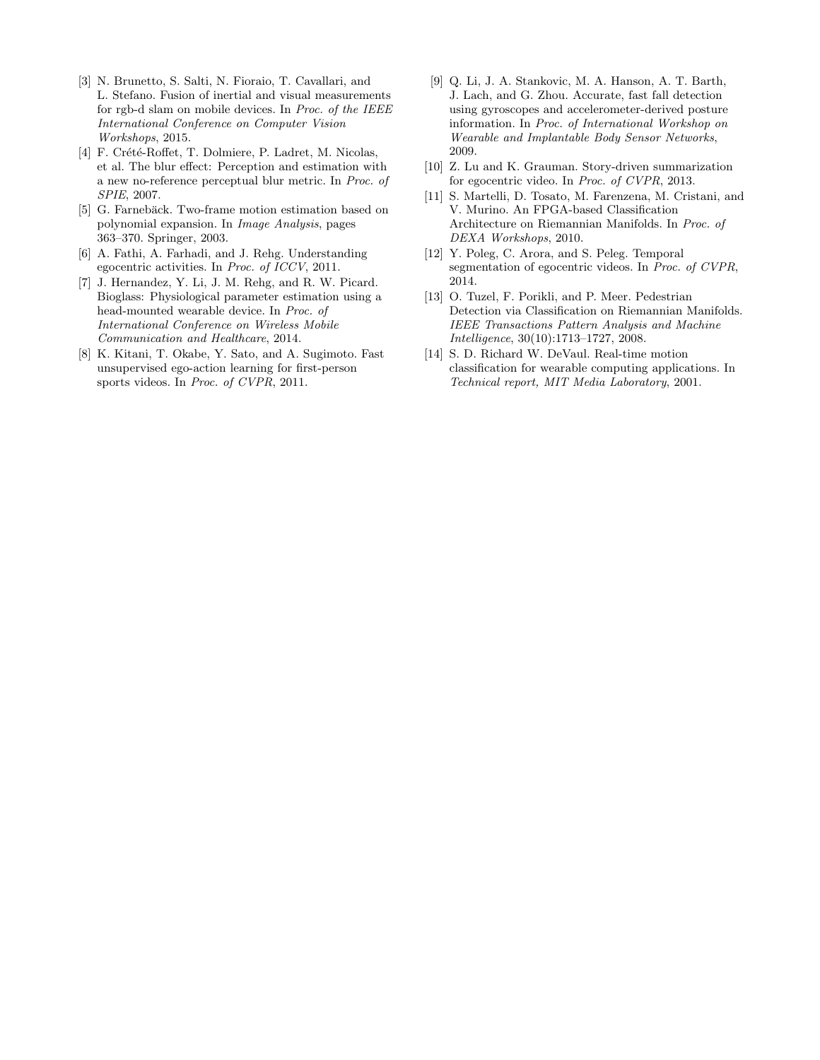[3] N. Brunetto, S. Salti, N. Fioraio, T. Cavallari, and L. Stefano. Fusion of inertial and visual measurements for rgb-d slam on mobile devices. In *Proc. of the IEEE International Conference on Computer Vision Workshops*, 2015.

[4] F. Crété-Roffet, T. Dolmiere, P. Ladret, M. Nicolas, et al. The blur effect: Perception and estimation with a new no-reference perceptual blur metric. In *Proc. of SPIE*, 2007.

[5] G. Farnebäck. Two-frame motion estimation based on polynomial expansion. In *Image Analysis*, pages 363–370. Springer, 2003.

[6] A. Fathi, A. Farhadi, and J. Rehg. Understanding egocentric activities. In *Proc. of ICCV*, 2011.

[7] J. Hernandez, Y. Li, J. M. Rehg, and R. W. Picard. Bioglass: Physiological parameter estimation using a head-mounted wearable device. In *Proc. of International Conference on Wireless Mobile Communication and Healthcare*, 2014.

[8] K. Kitani, T. Okabe, Y. Sato, and A. Sugimoto. Fast unsupervised ego-action learning for first-person sports videos. In *Proc. of CVPR*, 2011.

[9] Q. Li, J. A. Stankovic, M. A. Hanson, A. T. Barth, J. Lach, and G. Zhou. Accurate, fast fall detection using gyroscopes and accelerometer-derived posture information. In *Proc. of International Workshop on Wearable and Implantable Body Sensor Networks*, 2009.

[10] Z. Lu and K. Grauman. Story-driven summarization for egocentric video. In *Proc. of CVPR*, 2013.

[11] S. Martelli, D. Tosato, M. Farenzena, M. Cristani, and V. Murino. An FPGA-based Classification Architecture on Riemannian Manifolds. In *Proc. of DEXA Workshops*, 2010.

[12] Y. Poleg, C. Arora, and S. Peleg. Temporal segmentation of egocentric videos. In *Proc. of CVPR*, 2014.

[13] O. Tuzel, F. Porikli, and P. Meer. Pedestrian Detection via Classification on Riemannian Manifolds. *IEEE Transactions Pattern Analysis and Machine Intelligence*, 30(10):1713–1727, 2008.

[14] S. D. Richard W. DeVaul. Real-time motion classification for wearable computing applications. In *Technical report, MIT Media Laboratory*, 2001.